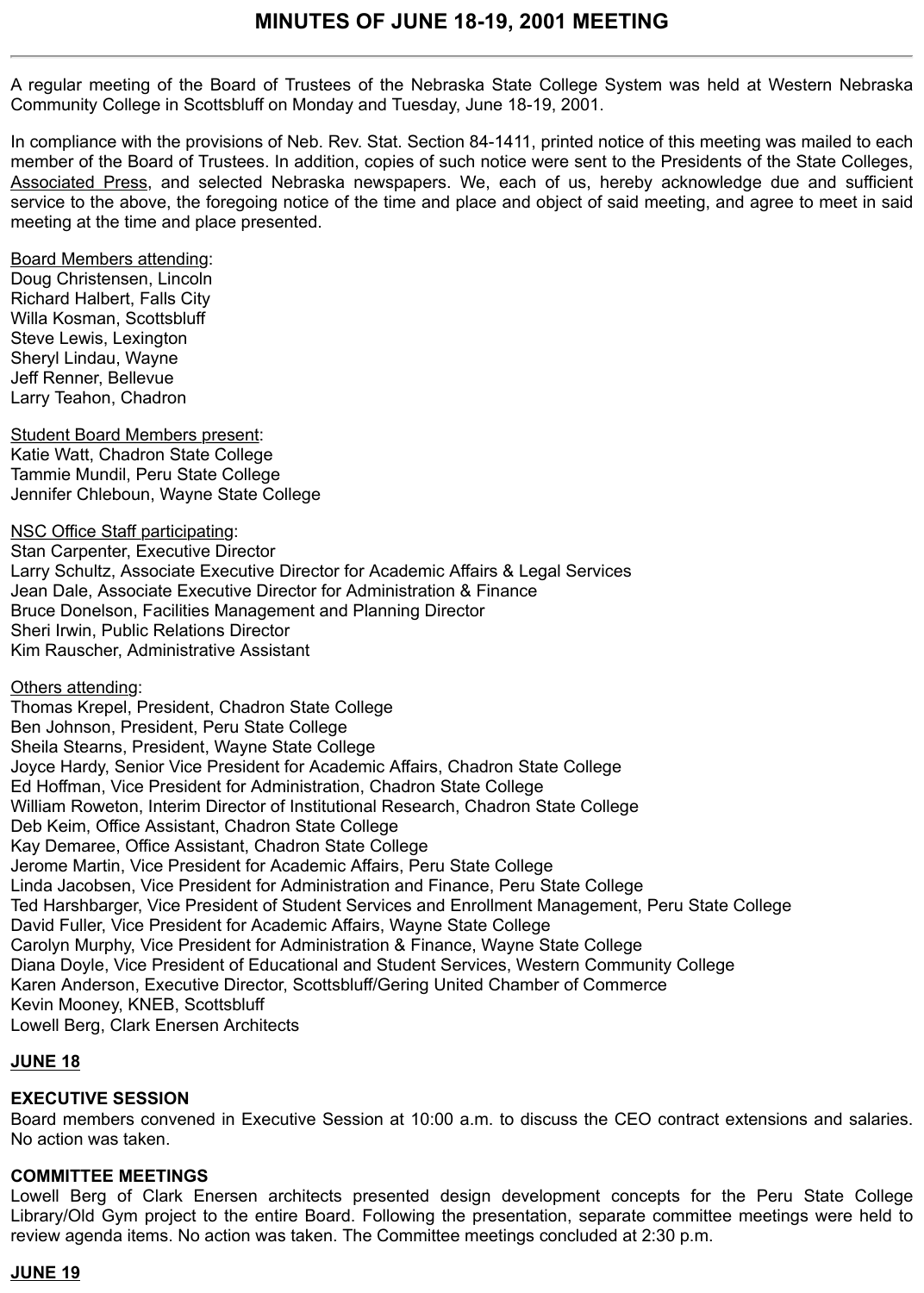# MINUTES OF JUNE 18-19, 2001 MEETING

A regular meeting of the Board of Trustees of the Nebraska State College System was held at Western Nebraska Community College in Scottsbluff on Monday and Tuesday, June 18-19, 2001.

In compliance with the provisions of Neb. Rev. Stat. Section 84-1411, printed notice of this meeting was mailed to each member of the Board of Trustees. In addition, copies of such notice were sent to the Presidents of the State Colleges, Associated Press, and selected Nebraska newspapers. We, each of us, hereby acknowledge due and sufficient service to the above, the foregoing notice of the time and place and object of said meeting, and agree to meet in said meeting at the time and place presented.

Board Members attending:
Doug Christensen, Lincoln
Richard Halbert, Falls City
Willa Kosman, Scottsbluff
Steve Lewis, Lexington
Sheryl Lindau, Wayne
Jeff Renner, Bellevue
Larry Teahon, Chadron

Student Board Members present:
Katie Watt, Chadron State College
Tammie Mundil, Peru State College
Jennifer Chleboun, Wayne State College

NSC Office Staff participating:
Stan Carpenter, Executive Director
Larry Schultz, Associate Executive Director for Academic Affairs & Legal Services
Jean Dale, Associate Executive Director for Administration & Finance
Bruce Donelson, Facilities Management and Planning Director
Sheri Irwin, Public Relations Director
Kim Rauscher, Administrative Assistant

Others attending:
Thomas Krepel, President, Chadron State College
Ben Johnson, President, Peru State College
Sheila Stearns, President, Wayne State College
Joyce Hardy, Senior Vice President for Academic Affairs, Chadron State College
Ed Hoffman, Vice President for Administration, Chadron State College
William Roweton, Interim Director of Institutional Research, Chadron State College
Deb Keim, Office Assistant, Chadron State College
Kay Demaree, Office Assistant, Chadron State College
Jerome Martin, Vice President for Academic Affairs, Peru State College
Linda Jacobsen, Vice President for Administration and Finance, Peru State College
Ted Harshbarger, Vice President of Student Services and Enrollment Management, Peru State College
David Fuller, Vice President for Academic Affairs, Wayne State College
Carolyn Murphy, Vice President for Administration & Finance, Wayne State College
Diana Doyle, Vice President of Educational and Student Services, Western Community College
Karen Anderson, Executive Director, Scottsbluff/Gering United Chamber of Commerce
Kevin Mooney, KNEB, Scottsbluff
Lowell Berg, Clark Enersen Architects

## JUNE 18

### EXECUTIVE SESSION

Board members convened in Executive Session at 10:00 a.m. to discuss the CEO contract extensions and salaries. No action was taken.

### COMMITTEE MEETINGS

Lowell Berg of Clark Enersen architects presented design development concepts for the Peru State College Library/Old Gym project to the entire Board. Following the presentation, separate committee meetings were held to review agenda items. No action was taken. The Committee meetings concluded at 2:30 p.m.

## JUNE 19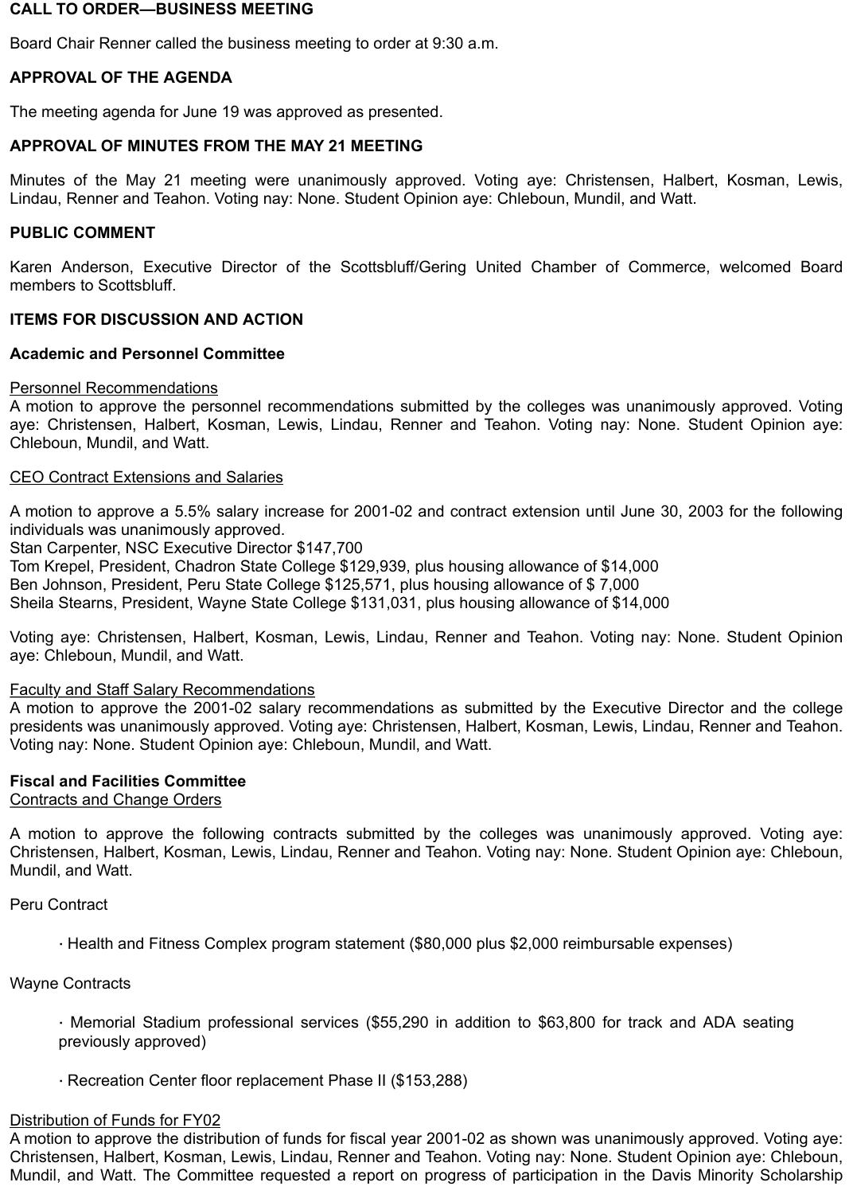**CALL TO ORDER—BUSINESS MEETING**

Board Chair Renner called the business meeting to order at 9:30 a.m.

**APPROVAL OF THE AGENDA**

The meeting agenda for June 19 was approved as presented.

**APPROVAL OF MINUTES FROM THE MAY 21 MEETING**

Minutes of the May 21 meeting were unanimously approved. Voting aye: Christensen, Halbert, Kosman, Lewis, Lindau, Renner and Teahon. Voting nay: None. Student Opinion aye: Chleboun, Mundil, and Watt.

**PUBLIC COMMENT**

Karen Anderson, Executive Director of the Scottsbluff/Gering United Chamber of Commerce, welcomed Board members to Scottsbluff.

**ITEMS FOR DISCUSSION AND ACTION**

**Academic and Personnel Committee**

Personnel Recommendations
A motion to approve the personnel recommendations submitted by the colleges was unanimously approved. Voting aye: Christensen, Halbert, Kosman, Lewis, Lindau, Renner and Teahon. Voting nay: None. Student Opinion aye: Chleboun, Mundil, and Watt.

CEO Contract Extensions and Salaries

A motion to approve a 5.5% salary increase for 2001-02 and contract extension until June 30, 2003 for the following individuals was unanimously approved.
Stan Carpenter, NSC Executive Director $147,700
Tom Krepel, President, Chadron State College $129,939, plus housing allowance of $14,000
Ben Johnson, President, Peru State College $125,571, plus housing allowance of $ 7,000
Sheila Stearns, President, Wayne State College $131,031, plus housing allowance of $14,000

Voting aye: Christensen, Halbert, Kosman, Lewis, Lindau, Renner and Teahon. Voting nay: None. Student Opinion aye: Chleboun, Mundil, and Watt.

Faculty and Staff Salary Recommendations
A motion to approve the 2001-02 salary recommendations as submitted by the Executive Director and the college presidents was unanimously approved. Voting aye: Christensen, Halbert, Kosman, Lewis, Lindau, Renner and Teahon. Voting nay: None. Student Opinion aye: Chleboun, Mundil, and Watt.

**Fiscal and Facilities Committee**
Contracts and Change Orders

A motion to approve the following contracts submitted by the colleges was unanimously approved. Voting aye: Christensen, Halbert, Kosman, Lewis, Lindau, Renner and Teahon. Voting nay: None. Student Opinion aye: Chleboun, Mundil, and Watt.

Peru Contract

- Health and Fitness Complex program statement ($80,000 plus $2,000 reimbursable expenses)

Wayne Contracts

- Memorial Stadium professional services ($55,290 in addition to $63,800 for track and ADA seating previously approved)
- Recreation Center floor replacement Phase II ($153,288)

Distribution of Funds for FY02
A motion to approve the distribution of funds for fiscal year 2001-02 as shown was unanimously approved. Voting aye: Christensen, Halbert, Kosman, Lewis, Lindau, Renner and Teahon. Voting nay: None. Student Opinion aye: Chleboun, Mundil, and Watt. The Committee requested a report on progress of participation in the Davis Minority Scholarship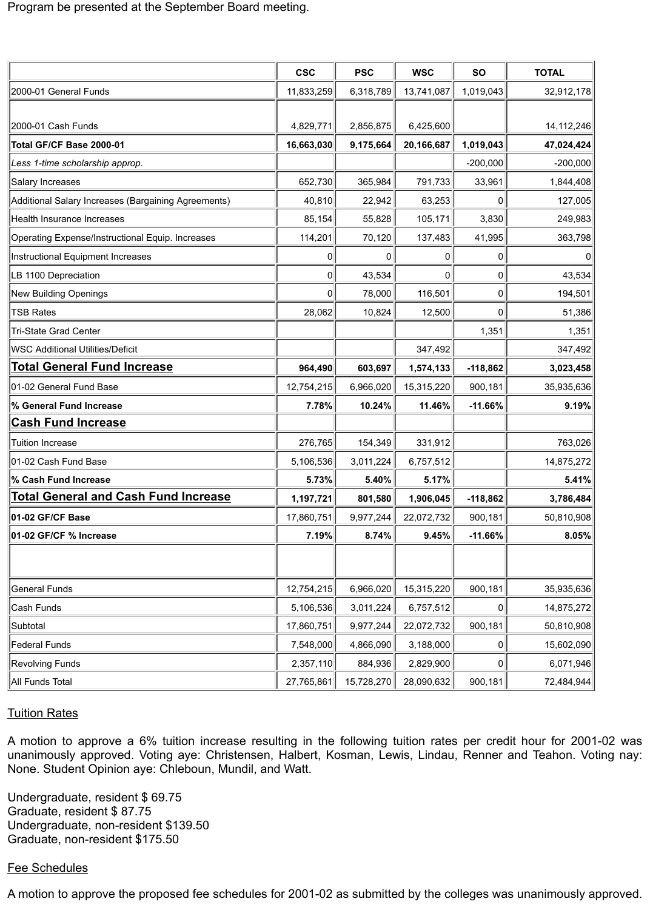Program be presented at the September Board meeting.

| | CSC | PSC | WSC | SO | TOTAL |
|---|---|---|---|---|---|
| 2000-01 General Funds | 11,833,259 | 6,318,789 | 13,741,087 | 1,019,043 | 32,912,178 |
| 2000-01 Cash Funds | 4,829,771 | 2,856,875 | 6,425,600 | | 14,112,246 |
| **Total GF/CF Base 2000-01** | **16,663,030** | **9,175,664** | **20,166,687** | **1,019,043** | **47,024,424** |
| *Less 1-time scholarship approp.* | | | | -200,000 | -200,000 |
| Salary Increases | 652,730 | 365,984 | 791,733 | 33,961 | 1,844,408 |
| Additional Salary Increases (Bargaining Agreements) | 40,810 | 22,942 | 63,253 | 0 | 127,005 |
| Health Insurance Increases | 85,154 | 55,828 | 105,171 | 3,830 | 249,983 |
| Operating Expense/Instructional Equip. Increases | 114,201 | 70,120 | 137,483 | 41,995 | 363,798 |
| Instructional Equipment Increases | 0 | 0 | 0 | 0 | 0 |
| LB 1100 Depreciation | 0 | 43,534 | 0 | 0 | 43,534 |
| New Building Openings | 0 | 78,000 | 116,501 | 0 | 194,501 |
| TSB Rates | 28,062 | 10,824 | 12,500 | 0 | 51,386 |
| Tri-State Grad Center | | | | 1,351 | 1,351 |
| WSC Additional Utilities/Deficit | | | 347,492 | | 347,492 |
| **Total General Fund Increase** | **964,490** | **603,697** | **1,574,133** | **-118,862** | **3,023,458** |
| 01-02 General Fund Base | 12,754,215 | 6,966,020 | 15,315,220 | 900,181 | 35,935,636 |
| **% General Fund Increase** | **7.78%** | **10.24%** | **11.46%** | **-11.66%** | **9.19%** |
| **Cash Fund Increase** | | | | | |
| Tuition Increase | 276,765 | 154,349 | 331,912 | | 763,026 |
| 01-02 Cash Fund Base | 5,106,536 | 3,011,224 | 6,757,512 | | 14,875,272 |
| **% Cash Fund Increase** | **5.73%** | **5.40%** | **5.17%** | | **5.41%** |
| **Total General and Cash Fund Increase** | **1,197,721** | **801,580** | **1,906,045** | **-118,862** | **3,786,484** |
| **01-02 GF/CF Base** | 17,860,751 | 9,977,244 | 22,072,732 | 900,181 | 50,810,908 |
| **01-02 GF/CF % Increase** | **7.19%** | **8.74%** | **9.45%** | **-11.66%** | **8.05%** |
| | | | | | |
| General Funds | 12,754,215 | 6,966,020 | 15,315,220 | 900,181 | 35,935,636 |
| Cash Funds | 5,106,536 | 3,011,224 | 6,757,512 | 0 | 14,875,272 |
| Subtotal | 17,860,751 | 9,977,244 | 22,072,732 | 900,181 | 50,810,908 |
| Federal Funds | 7,548,000 | 4,866,090 | 3,188,000 | 0 | 15,602,090 |
| Revolving Funds | 2,357,110 | 884,936 | 2,829,900 | 0 | 6,071,946 |
| All Funds Total | 27,765,861 | 15,728,270 | 28,090,632 | 900,181 | 72,484,944 |

## Tuition Rates

A motion to approve a 6% tuition increase resulting in the following tuition rates per credit hour for 2001-02 was unanimously approved. Voting aye: Christensen, Halbert, Kosman, Lewis, Lindau, Renner and Teahon. Voting nay: None. Student Opinion aye: Chleboun, Mundil, and Watt.

Undergraduate, resident $ 69.75
Graduate, resident $ 87.75
Undergraduate, non-resident $139.50
Graduate, non-resident $175.50

## Fee Schedules

A motion to approve the proposed fee schedules for 2001-02 as submitted by the colleges was unanimously approved.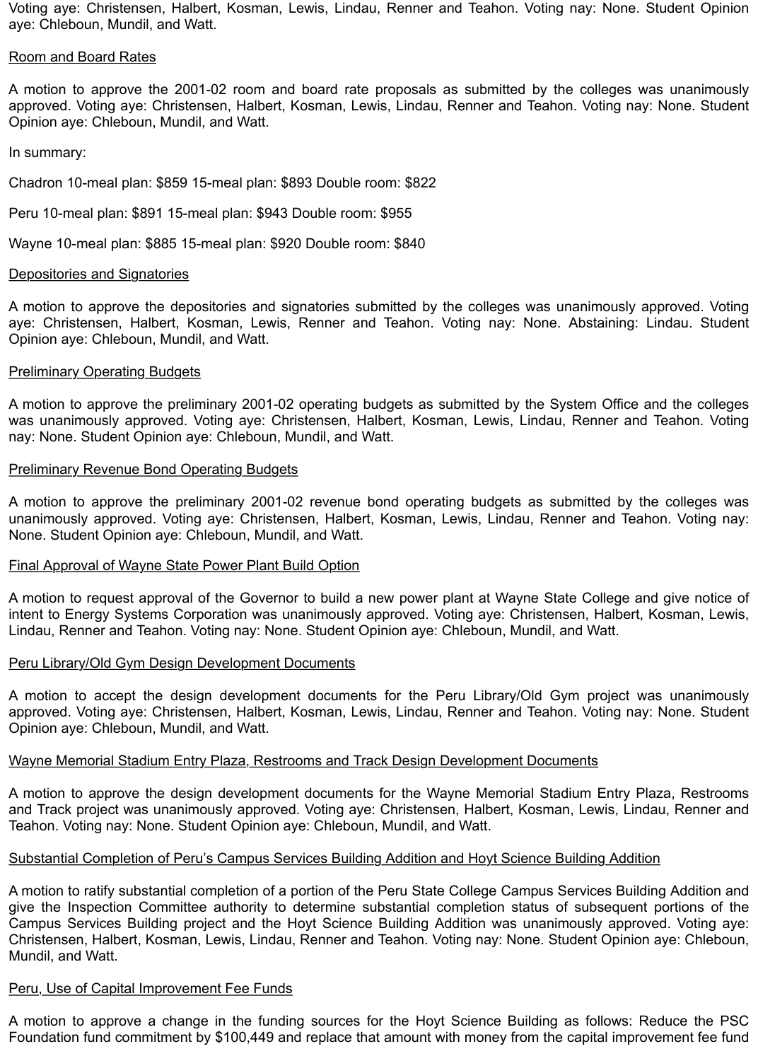Voting aye: Christensen, Halbert, Kosman, Lewis, Lindau, Renner and Teahon. Voting nay: None. Student Opinion aye: Chleboun, Mundil, and Watt.

Room and Board Rates

A motion to approve the 2001-02 room and board rate proposals as submitted by the colleges was unanimously approved. Voting aye: Christensen, Halbert, Kosman, Lewis, Lindau, Renner and Teahon. Voting nay: None. Student Opinion aye: Chleboun, Mundil, and Watt.

In summary:

Chadron 10-meal plan: $859 15-meal plan: $893 Double room: $822

Peru 10-meal plan: $891 15-meal plan: $943 Double room: $955

Wayne 10-meal plan: $885 15-meal plan: $920 Double room: $840

Depositories and Signatories

A motion to approve the depositories and signatories submitted by the colleges was unanimously approved. Voting aye: Christensen, Halbert, Kosman, Lewis, Renner and Teahon. Voting nay: None. Abstaining: Lindau. Student Opinion aye: Chleboun, Mundil, and Watt.

Preliminary Operating Budgets

A motion to approve the preliminary 2001-02 operating budgets as submitted by the System Office and the colleges was unanimously approved. Voting aye: Christensen, Halbert, Kosman, Lewis, Lindau, Renner and Teahon. Voting nay: None. Student Opinion aye: Chleboun, Mundil, and Watt.

Preliminary Revenue Bond Operating Budgets

A motion to approve the preliminary 2001-02 revenue bond operating budgets as submitted by the colleges was unanimously approved. Voting aye: Christensen, Halbert, Kosman, Lewis, Lindau, Renner and Teahon. Voting nay: None. Student Opinion aye: Chleboun, Mundil, and Watt.

Final Approval of Wayne State Power Plant Build Option

A motion to request approval of the Governor to build a new power plant at Wayne State College and give notice of intent to Energy Systems Corporation was unanimously approved. Voting aye: Christensen, Halbert, Kosman, Lewis, Lindau, Renner and Teahon. Voting nay: None. Student Opinion aye: Chleboun, Mundil, and Watt.

Peru Library/Old Gym Design Development Documents

A motion to accept the design development documents for the Peru Library/Old Gym project was unanimously approved. Voting aye: Christensen, Halbert, Kosman, Lewis, Lindau, Renner and Teahon. Voting nay: None. Student Opinion aye: Chleboun, Mundil, and Watt.

Wayne Memorial Stadium Entry Plaza, Restrooms and Track Design Development Documents

A motion to approve the design development documents for the Wayne Memorial Stadium Entry Plaza, Restrooms and Track project was unanimously approved. Voting aye: Christensen, Halbert, Kosman, Lewis, Lindau, Renner and Teahon. Voting nay: None. Student Opinion aye: Chleboun, Mundil, and Watt.

Substantial Completion of Peru's Campus Services Building Addition and Hoyt Science Building Addition

A motion to ratify substantial completion of a portion of the Peru State College Campus Services Building Addition and give the Inspection Committee authority to determine substantial completion status of subsequent portions of the Campus Services Building project and the Hoyt Science Building Addition was unanimously approved. Voting aye: Christensen, Halbert, Kosman, Lewis, Lindau, Renner and Teahon. Voting nay: None. Student Opinion aye: Chleboun, Mundil, and Watt.

Peru, Use of Capital Improvement Fee Funds

A motion to approve a change in the funding sources for the Hoyt Science Building as follows: Reduce the PSC Foundation fund commitment by $100,449 and replace that amount with money from the capital improvement fee fund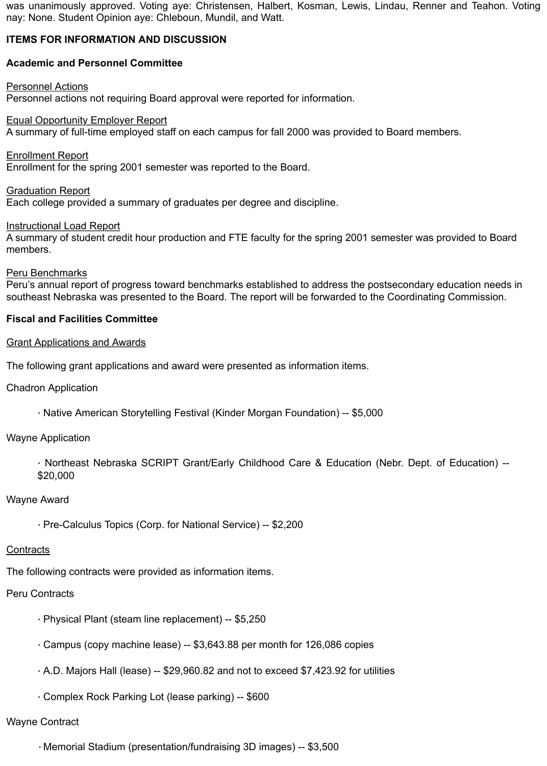was unanimously approved. Voting aye: Christensen, Halbert, Kosman, Lewis, Lindau, Renner and Teahon. Voting nay: None. Student Opinion aye: Chleboun, Mundil, and Watt.

**ITEMS FOR INFORMATION AND DISCUSSION**

**Academic and Personnel Committee**

Personnel Actions
Personnel actions not requiring Board approval were reported for information.

Equal Opportunity Employer Report
A summary of full-time employed staff on each campus for fall 2000 was provided to Board members.

Enrollment Report
Enrollment for the spring 2001 semester was reported to the Board.

Graduation Report
Each college provided a summary of graduates per degree and discipline.

Instructional Load Report
A summary of student credit hour production and FTE faculty for the spring 2001 semester was provided to Board members.

Peru Benchmarks
Peru's annual report of progress toward benchmarks established to address the postsecondary education needs in southeast Nebraska was presented to the Board. The report will be forwarded to the Coordinating Commission.

**Fiscal and Facilities Committee**

Grant Applications and Awards

The following grant applications and award were presented as information items.

Chadron Application

- Native American Storytelling Festival (Kinder Morgan Foundation) -- $5,000

Wayne Application

- Northeast Nebraska SCRIPT Grant/Early Childhood Care & Education (Nebr. Dept. of Education) -- $20,000

Wayne Award

- Pre-Calculus Topics (Corp. for National Service) -- $2,200

Contracts

The following contracts were provided as information items.

Peru Contracts

- Physical Plant (steam line replacement) -- $5,250
- Campus (copy machine lease) -- $3,643.88 per month for 126,086 copies
- A.D. Majors Hall (lease) -- $29,960.82 and not to exceed $7,423.92 for utilities
- Complex Rock Parking Lot (lease parking) -- $600

Wayne Contract

- Memorial Stadium (presentation/fundraising 3D images) -- $3,500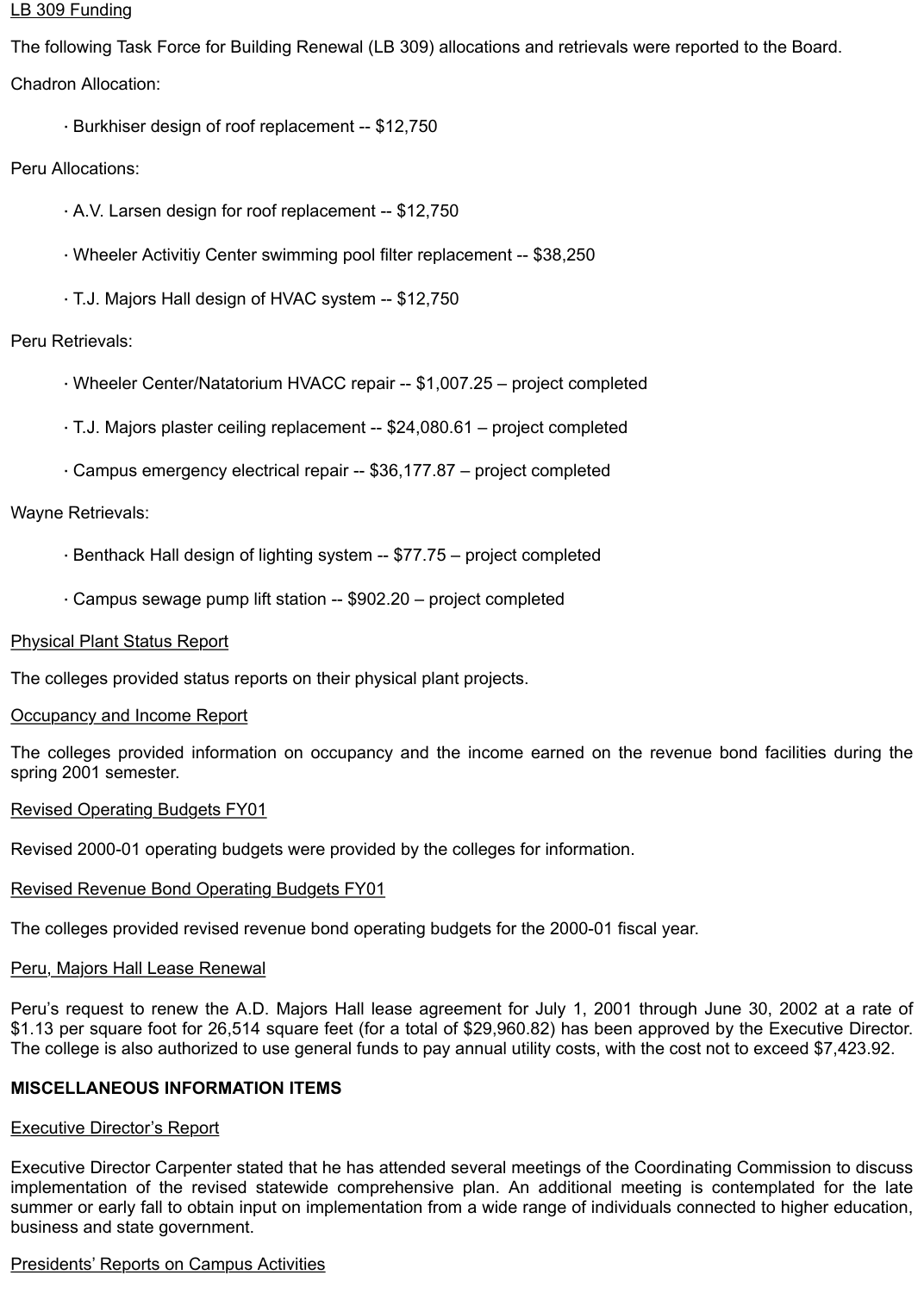LB 309 Funding

The following Task Force for Building Renewal (LB 309) allocations and retrievals were reported to the Board.

Chadron Allocation:

· Burkhiser design of roof replacement -- $12,750

Peru Allocations:

· A.V. Larsen design for roof replacement -- $12,750

· Wheeler Activitiy Center swimming pool filter replacement -- $38,250

· T.J. Majors Hall design of HVAC system -- $12,750

Peru Retrievals:

· Wheeler Center/Natatorium HVACC repair -- $1,007.25 – project completed

· T.J. Majors plaster ceiling replacement -- $24,080.61 – project completed

· Campus emergency electrical repair -- $36,177.87 – project completed

Wayne Retrievals:

· Benthack Hall design of lighting system -- $77.75 – project completed

· Campus sewage pump lift station -- $902.20 – project completed

Physical Plant Status Report

The colleges provided status reports on their physical plant projects.

Occupancy and Income Report

The colleges provided information on occupancy and the income earned on the revenue bond facilities during the spring 2001 semester.

Revised Operating Budgets FY01

Revised 2000-01 operating budgets were provided by the colleges for information.

Revised Revenue Bond Operating Budgets FY01

The colleges provided revised revenue bond operating budgets for the 2000-01 fiscal year.

Peru, Majors Hall Lease Renewal

Peru's request to renew the A.D. Majors Hall lease agreement for July 1, 2001 through June 30, 2002 at a rate of $1.13 per square foot for 26,514 square feet (for a total of $29,960.82) has been approved by the Executive Director. The college is also authorized to use general funds to pay annual utility costs, with the cost not to exceed $7,423.92.

**MISCELLANEOUS INFORMATION ITEMS**

Executive Director's Report

Executive Director Carpenter stated that he has attended several meetings of the Coordinating Commission to discuss implementation of the revised statewide comprehensive plan. An additional meeting is contemplated for the late summer or early fall to obtain input on implementation from a wide range of individuals connected to higher education, business and state government.

Presidents' Reports on Campus Activities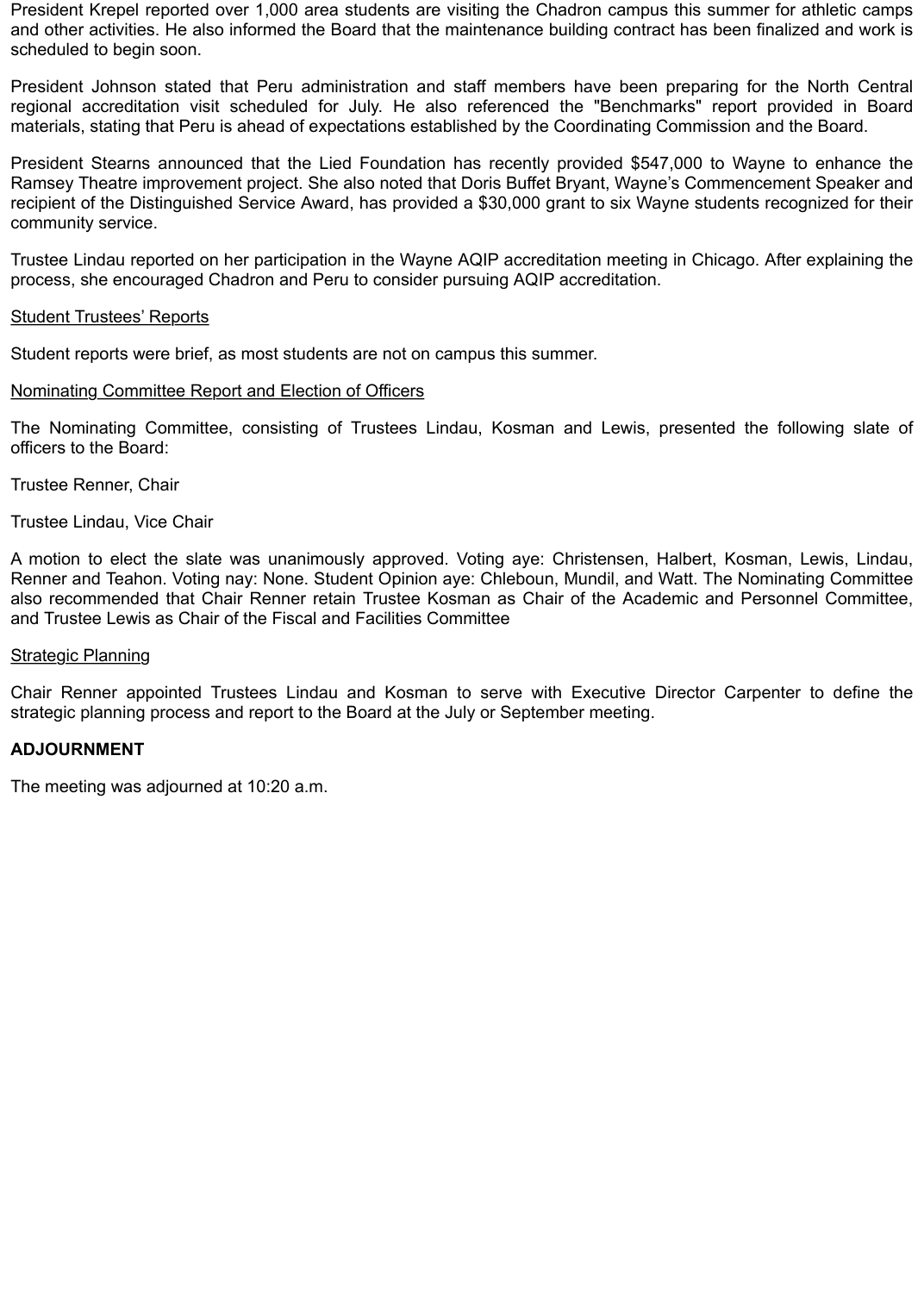President Krepel reported over 1,000 area students are visiting the Chadron campus this summer for athletic camps and other activities. He also informed the Board that the maintenance building contract has been finalized and work is scheduled to begin soon.

President Johnson stated that Peru administration and staff members have been preparing for the North Central regional accreditation visit scheduled for July. He also referenced the "Benchmarks" report provided in Board materials, stating that Peru is ahead of expectations established by the Coordinating Commission and the Board.

President Stearns announced that the Lied Foundation has recently provided $547,000 to Wayne to enhance the Ramsey Theatre improvement project. She also noted that Doris Buffet Bryant, Wayne's Commencement Speaker and recipient of the Distinguished Service Award, has provided a $30,000 grant to six Wayne students recognized for their community service.

Trustee Lindau reported on her participation in the Wayne AQIP accreditation meeting in Chicago. After explaining the process, she encouraged Chadron and Peru to consider pursuing AQIP accreditation.

Student Trustees' Reports

Student reports were brief, as most students are not on campus this summer.

Nominating Committee Report and Election of Officers

The Nominating Committee, consisting of Trustees Lindau, Kosman and Lewis, presented the following slate of officers to the Board:

Trustee Renner, Chair

Trustee Lindau, Vice Chair

A motion to elect the slate was unanimously approved. Voting aye: Christensen, Halbert, Kosman, Lewis, Lindau, Renner and Teahon. Voting nay: None. Student Opinion aye: Chleboun, Mundil, and Watt. The Nominating Committee also recommended that Chair Renner retain Trustee Kosman as Chair of the Academic and Personnel Committee, and Trustee Lewis as Chair of the Fiscal and Facilities Committee

Strategic Planning

Chair Renner appointed Trustees Lindau and Kosman to serve with Executive Director Carpenter to define the strategic planning process and report to the Board at the July or September meeting.

**ADJOURNMENT**

The meeting was adjourned at 10:20 a.m.